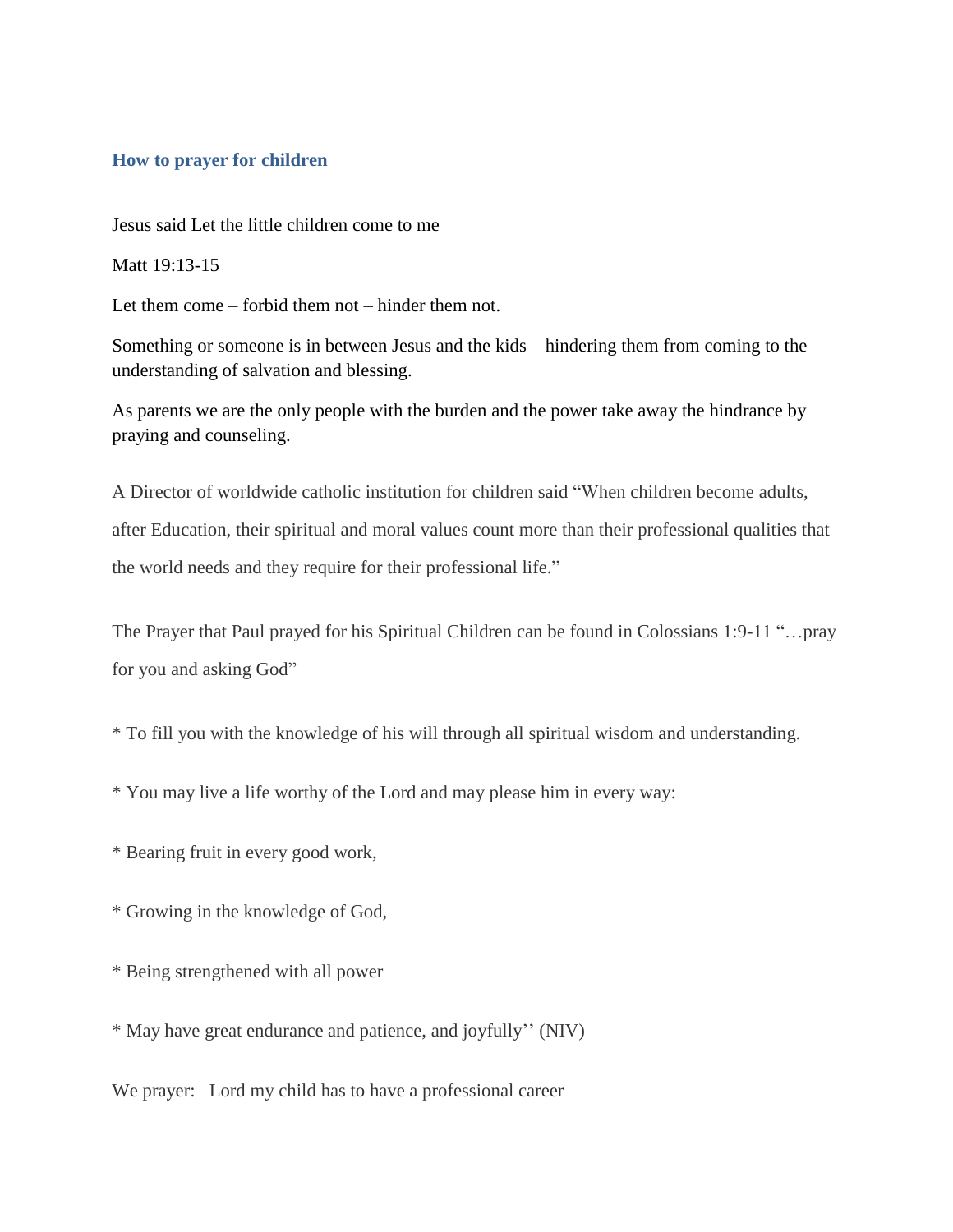## How to prayer for children

Jesus said Let the little children come to me

Matt 19:13-15

Let them come – forbid them not – hinder them not.

Something or someone is in between Jesus and the kids – hindering them from coming to the understanding of salvation and blessing.

As parents we are the only people with the burden and the power take away the hindrance by praying and counseling.

A Director of worldwide catholic institution for children said "When children become adults, after Education, their spiritual and moral values count more than their professional qualities that the world needs and they require for their professional life."

The Prayer that Paul prayed for his Spiritual Children can be found in Colossians 1:9-11 "…pray for you and asking God"

* To fill you with the knowledge of his will through all spiritual wisdom and understanding.

* You may live a life worthy of the Lord and may please him in every way:

* Bearing fruit in every good work,

* Growing in the knowledge of God,

* Being strengthened with all power

* May have great endurance and patience, and joyfully'' (NIV)

We prayer:   Lord my child has to have a professional career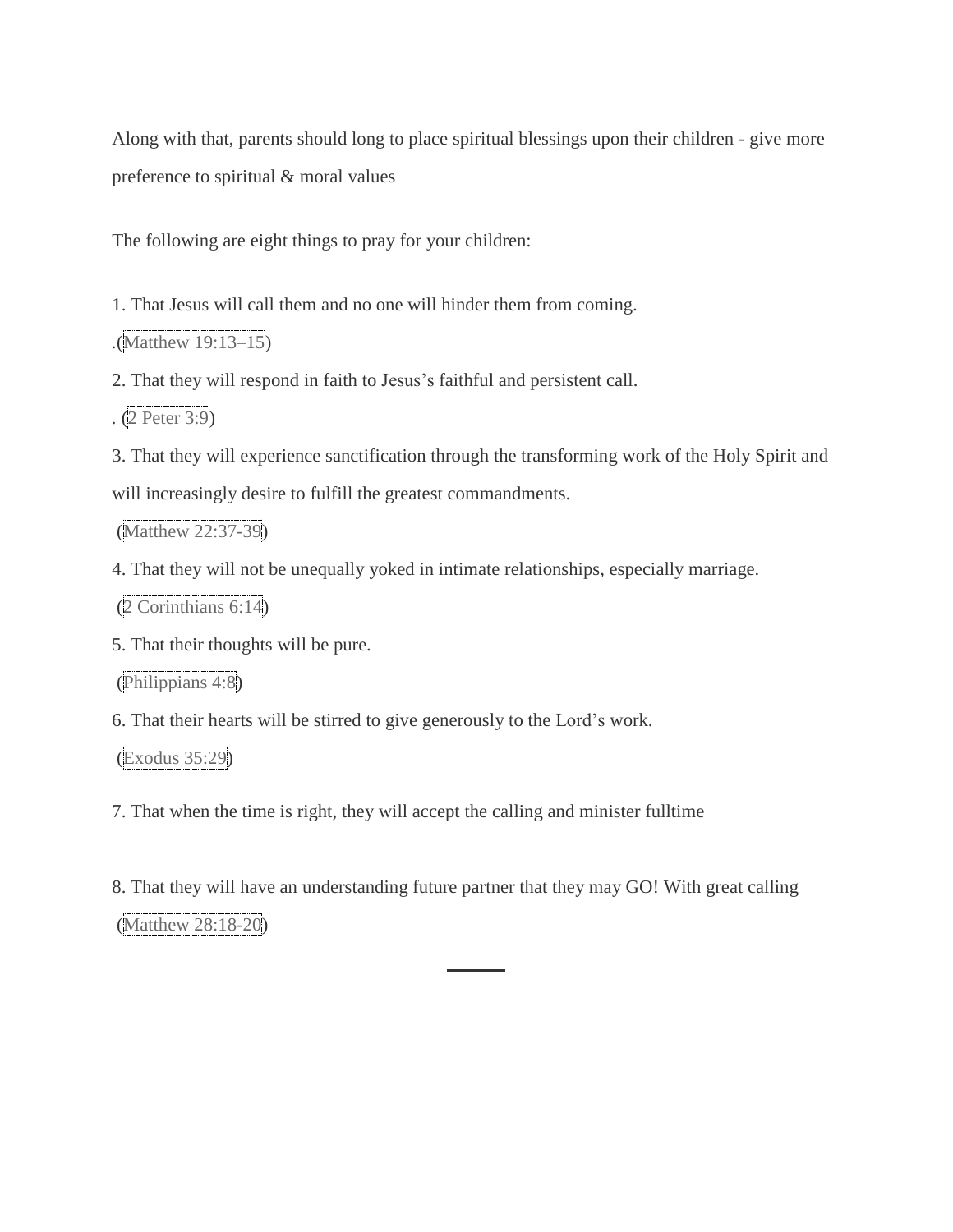Along with that, parents should long to place spiritual blessings upon their children - give more preference to spiritual & moral values

The following are eight things to pray for your children:

1. That Jesus will call them and no one will hinder them from coming.
.(Matthew 19:13–15)
2. That they will respond in faith to Jesus's faithful and persistent call.
. (2 Peter 3:9)
3. That they will experience sanctification through the transforming work of the Holy Spirit and will increasingly desire to fulfill the greatest commandments.
(Matthew 22:37-39)
4. That they will not be unequally yoked in intimate relationships, especially marriage.
(2 Corinthians 6:14)
5. That their thoughts will be pure.
(Philippians 4:8)
6. That their hearts will be stirred to give generously to the Lord's work.
(Exodus 35:29)

7. That when the time is right, they will accept the calling and minister fulltime

8. That they will have an understanding future partner that they may GO! With great calling
(Matthew 28:18-20)

---